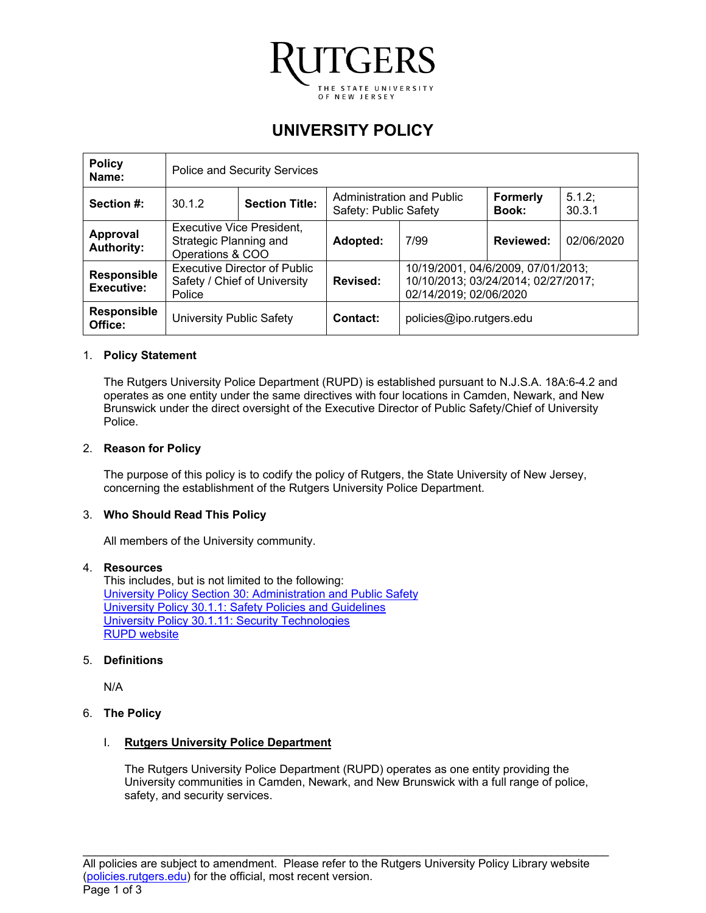# UNIVERSITY POLICY

| Policy Name: | Police and Security Services | | | | |
|---|---|---|---|---|---|
| **Section #:** | 30.1.2 | **Section Title:** | Administration and Public Safety: Public Safety | **Formerly Book:** | 5.1.2; 30.3.1 |
| **Approval Authority:** | Executive Vice President, Strategic Planning and Operations & COO | **Adopted:** | 7/99 | **Reviewed:** | 02/06/2020 |
| **Responsible Executive:** | Executive Director of Public Safety / Chief of University Police | **Revised:** | 10/19/2001, 04/6/2009, 07/01/2013; 10/10/2013; 03/24/2014; 02/27/2017; 02/14/2019; 02/06/2020 | | |
| **Responsible Office:** | University Public Safety | **Contact:** | policies@ipo.rutgers.edu | | |

1. **Policy Statement**

   The Rutgers University Police Department (RUPD) is established pursuant to N.J.S.A. 18A:6-4.2 and operates as one entity under the same directives with four locations in Camden, Newark, and New Brunswick under the direct oversight of the Executive Director of Public Safety/Chief of University Police.

2. **Reason for Policy**

   The purpose of this policy is to codify the policy of Rutgers, the State University of New Jersey, concerning the establishment of the Rutgers University Police Department.

3. **Who Should Read This Policy**

   All members of the University community.

4. **Resources**

   This includes, but is not limited to the following:
   University Policy Section 30: Administration and Public Safety
   University Policy 30.1.1: Safety Policies and Guidelines
   University Policy 30.1.11: Security Technologies
   RUPD website

5. **Definitions**

   N/A

6. **The Policy**

   I. **Rutgers University Police Department**

   The Rutgers University Police Department (RUPD) operates as one entity providing the University communities in Camden, Newark, and New Brunswick with a full range of police, safety, and security services.

All policies are subject to amendment. Please refer to the Rutgers University Policy Library website (policies.rutgers.edu) for the official, most recent version.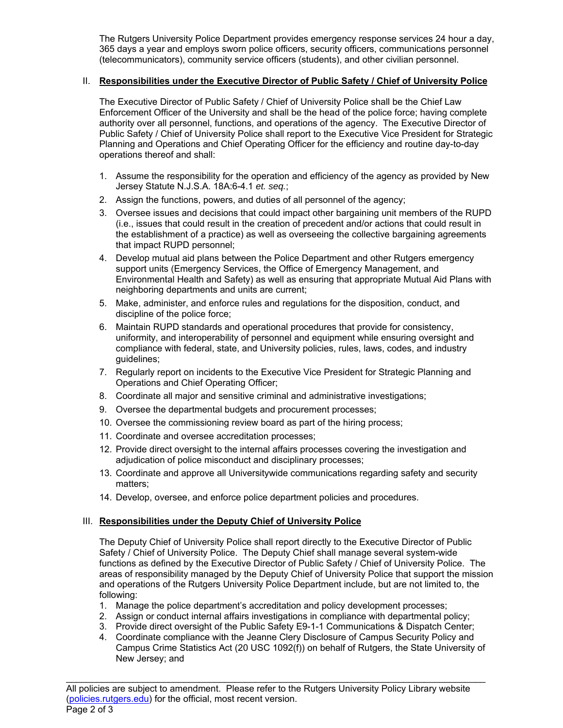The Rutgers University Police Department provides emergency response services 24 hour a day, 365 days a year and employs sworn police officers, security officers, communications personnel (telecommunicators), community service officers (students), and other civilian personnel.

## II. Responsibilities under the Executive Director of Public Safety / Chief of University Police

The Executive Director of Public Safety / Chief of University Police shall be the Chief Law Enforcement Officer of the University and shall be the head of the police force; having complete authority over all personnel, functions, and operations of the agency. The Executive Director of Public Safety / Chief of University Police shall report to the Executive Vice President for Strategic Planning and Operations and Chief Operating Officer for the efficiency and routine day-to-day operations thereof and shall:

1. Assume the responsibility for the operation and efficiency of the agency as provided by New Jersey Statute N.J.S.A. 18A:6-4.1 *et. seq.*;
2. Assign the functions, powers, and duties of all personnel of the agency;
3. Oversee issues and decisions that could impact other bargaining unit members of the RUPD (i.e., issues that could result in the creation of precedent and/or actions that could result in the establishment of a practice) as well as overseeing the collective bargaining agreements that impact RUPD personnel;
4. Develop mutual aid plans between the Police Department and other Rutgers emergency support units (Emergency Services, the Office of Emergency Management, and Environmental Health and Safety) as well as ensuring that appropriate Mutual Aid Plans with neighboring departments and units are current;
5. Make, administer, and enforce rules and regulations for the disposition, conduct, and discipline of the police force;
6. Maintain RUPD standards and operational procedures that provide for consistency, uniformity, and interoperability of personnel and equipment while ensuring oversight and compliance with federal, state, and University policies, rules, laws, codes, and industry guidelines;
7. Regularly report on incidents to the Executive Vice President for Strategic Planning and Operations and Chief Operating Officer;
8. Coordinate all major and sensitive criminal and administrative investigations;
9. Oversee the departmental budgets and procurement processes;
10. Oversee the commissioning review board as part of the hiring process;
11. Coordinate and oversee accreditation processes;
12. Provide direct oversight to the internal affairs processes covering the investigation and adjudication of police misconduct and disciplinary processes;
13. Coordinate and approve all Universitywide communications regarding safety and security matters;
14. Develop, oversee, and enforce police department policies and procedures.

## III. Responsibilities under the Deputy Chief of University Police

The Deputy Chief of University Police shall report directly to the Executive Director of Public Safety / Chief of University Police. The Deputy Chief shall manage several system-wide functions as defined by the Executive Director of Public Safety / Chief of University Police. The areas of responsibility managed by the Deputy Chief of University Police that support the mission and operations of the Rutgers University Police Department include, but are not limited to, the following:

1. Manage the police department's accreditation and policy development processes;
2. Assign or conduct internal affairs investigations in compliance with departmental policy;
3. Provide direct oversight of the Public Safety E9-1-1 Communications & Dispatch Center;
4. Coordinate compliance with the Jeanne Clery Disclosure of Campus Security Policy and Campus Crime Statistics Act (20 USC 1092(f)) on behalf of Rutgers, the State University of New Jersey; and

All policies are subject to amendment. Please refer to the Rutgers University Policy Library website (policies.rutgers.edu) for the official, most recent version.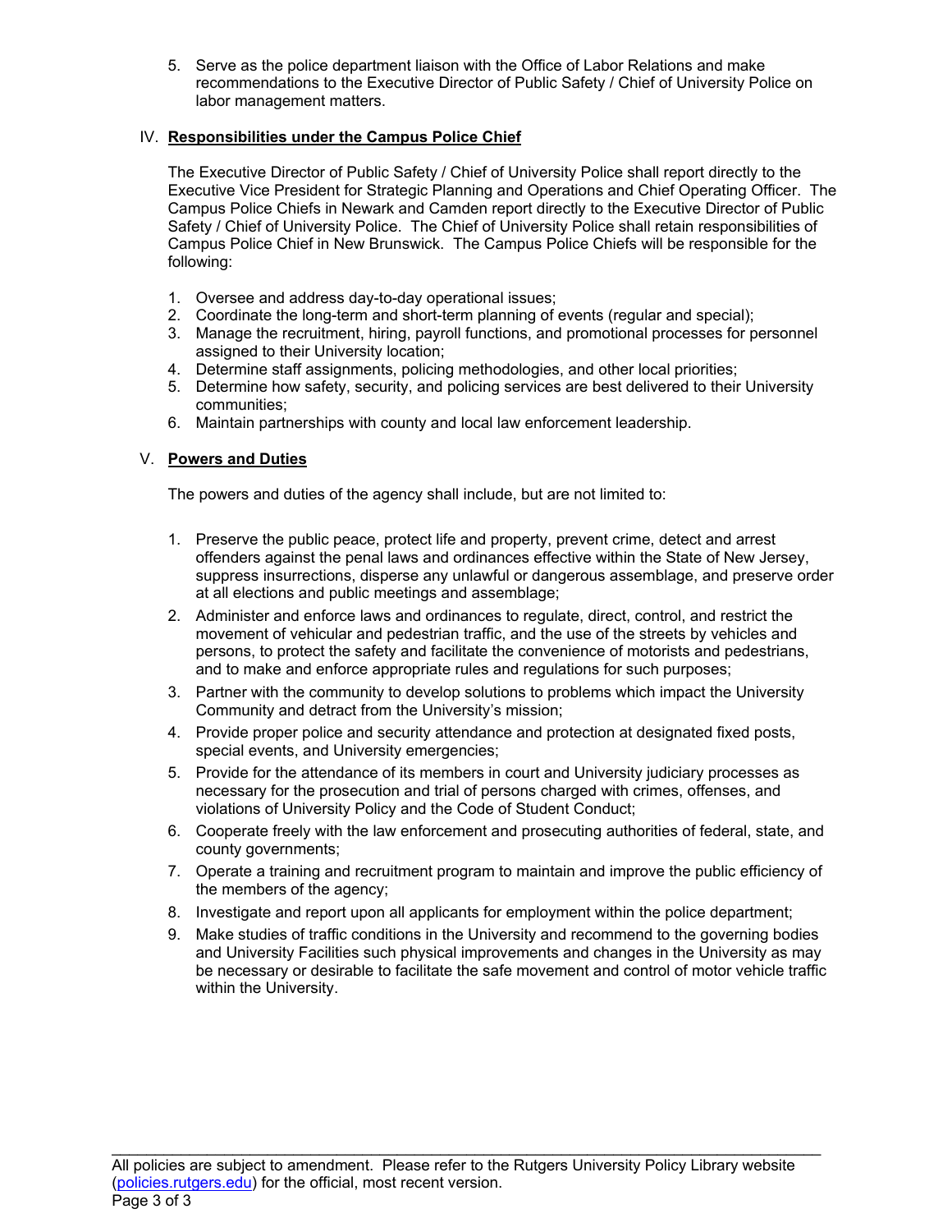5. Serve as the police department liaison with the Office of Labor Relations and make recommendations to the Executive Director of Public Safety / Chief of University Police on labor management matters.

## IV. **Responsibilities under the Campus Police Chief**

The Executive Director of Public Safety / Chief of University Police shall report directly to the Executive Vice President for Strategic Planning and Operations and Chief Operating Officer. The Campus Police Chiefs in Newark and Camden report directly to the Executive Director of Public Safety / Chief of University Police. The Chief of University Police shall retain responsibilities of Campus Police Chief in New Brunswick. The Campus Police Chiefs will be responsible for the following:

1. Oversee and address day-to-day operational issues;
2. Coordinate the long-term and short-term planning of events (regular and special);
3. Manage the recruitment, hiring, payroll functions, and promotional processes for personnel assigned to their University location;
4. Determine staff assignments, policing methodologies, and other local priorities;
5. Determine how safety, security, and policing services are best delivered to their University communities;
6. Maintain partnerships with county and local law enforcement leadership.

## V. **Powers and Duties**

The powers and duties of the agency shall include, but are not limited to:

1. Preserve the public peace, protect life and property, prevent crime, detect and arrest offenders against the penal laws and ordinances effective within the State of New Jersey, suppress insurrections, disperse any unlawful or dangerous assemblage, and preserve order at all elections and public meetings and assemblage;
2. Administer and enforce laws and ordinances to regulate, direct, control, and restrict the movement of vehicular and pedestrian traffic, and the use of the streets by vehicles and persons, to protect the safety and facilitate the convenience of motorists and pedestrians, and to make and enforce appropriate rules and regulations for such purposes;
3. Partner with the community to develop solutions to problems which impact the University Community and detract from the University's mission;
4. Provide proper police and security attendance and protection at designated fixed posts, special events, and University emergencies;
5. Provide for the attendance of its members in court and University judiciary processes as necessary for the prosecution and trial of persons charged with crimes, offenses, and violations of University Policy and the Code of Student Conduct;
6. Cooperate freely with the law enforcement and prosecuting authorities of federal, state, and county governments;
7. Operate a training and recruitment program to maintain and improve the public efficiency of the members of the agency;
8. Investigate and report upon all applicants for employment within the police department;
9. Make studies of traffic conditions in the University and recommend to the governing bodies and University Facilities such physical improvements and changes in the University as may be necessary or desirable to facilitate the safe movement and control of motor vehicle traffic within the University.

All policies are subject to amendment. Please refer to the Rutgers University Policy Library website (policies.rutgers.edu) for the official, most recent version.